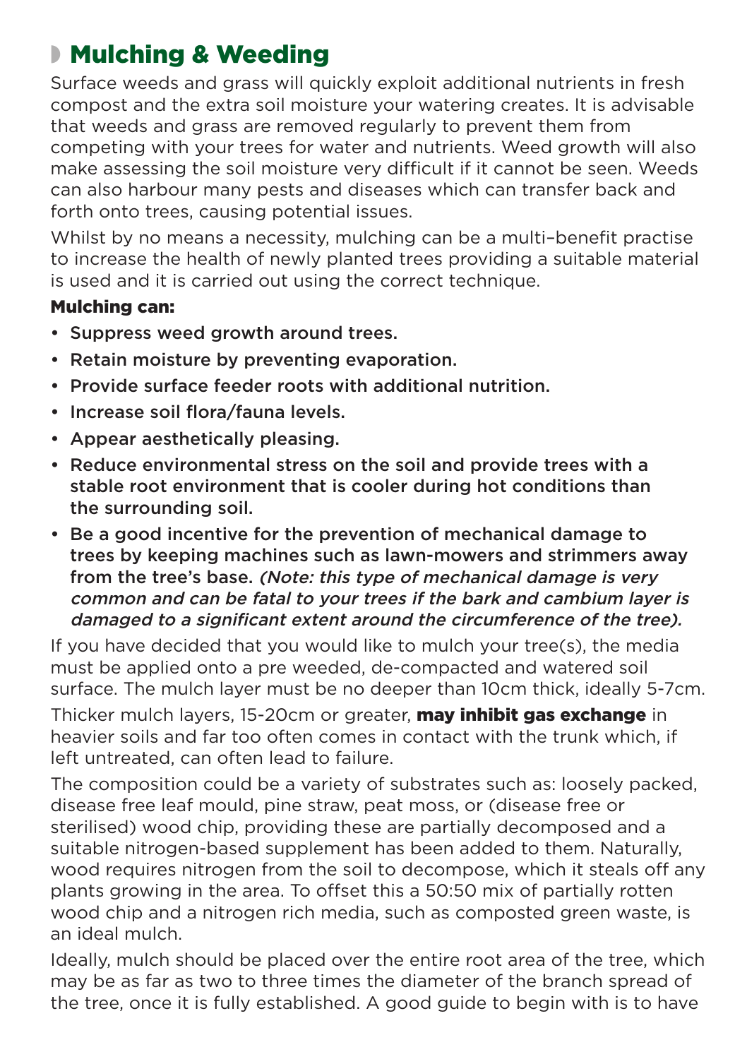## Mulching & Weeding

Surface weeds and grass will quickly exploit additional nutrients in fresh compost and the extra soil moisture your watering creates. It is advisable that weeds and grass are removed regularly to prevent them from competing with your trees for water and nutrients. Weed growth will also make assessing the soil moisture very difficult if it cannot be seen. Weeds can also harbour many pests and diseases which can transfer back and forth onto trees, causing potential issues.

Whilst by no means a necessity, mulching can be a multi–benefit practise to increase the health of newly planted trees providing a suitable material is used and it is carried out using the correct technique.

**Mulching can:**

- Suppress weed growth around trees.
- Retain moisture by preventing evaporation.
- Provide surface feeder roots with additional nutrition.
- Increase soil flora/fauna levels.
- Appear aesthetically pleasing.
- Reduce environmental stress on the soil and provide trees with a stable root environment that is cooler during hot conditions than the surrounding soil.
- Be a good incentive for the prevention of mechanical damage to trees by keeping machines such as lawn-mowers and strimmers away from the tree's base. *(Note: this type of mechanical damage is very common and can be fatal to your trees if the bark and cambium layer is damaged to a significant extent around the circumference of the tree).*

If you have decided that you would like to mulch your tree(s), the media must be applied onto a pre weeded, de-compacted and watered soil surface. The mulch layer must be no deeper than 10cm thick, ideally 5-7cm.

Thicker mulch layers, 15-20cm or greater, **may inhibit gas exchange** in heavier soils and far too often comes in contact with the trunk which, if left untreated, can often lead to failure.

The composition could be a variety of substrates such as: loosely packed, disease free leaf mould, pine straw, peat moss, or (disease free or sterilised) wood chip, providing these are partially decomposed and a suitable nitrogen-based supplement has been added to them. Naturally, wood requires nitrogen from the soil to decompose, which it steals off any plants growing in the area. To offset this a 50:50 mix of partially rotten wood chip and a nitrogen rich media, such as composted green waste, is an ideal mulch.

Ideally, mulch should be placed over the entire root area of the tree, which may be as far as two to three times the diameter of the branch spread of the tree, once it is fully established. A good guide to begin with is to have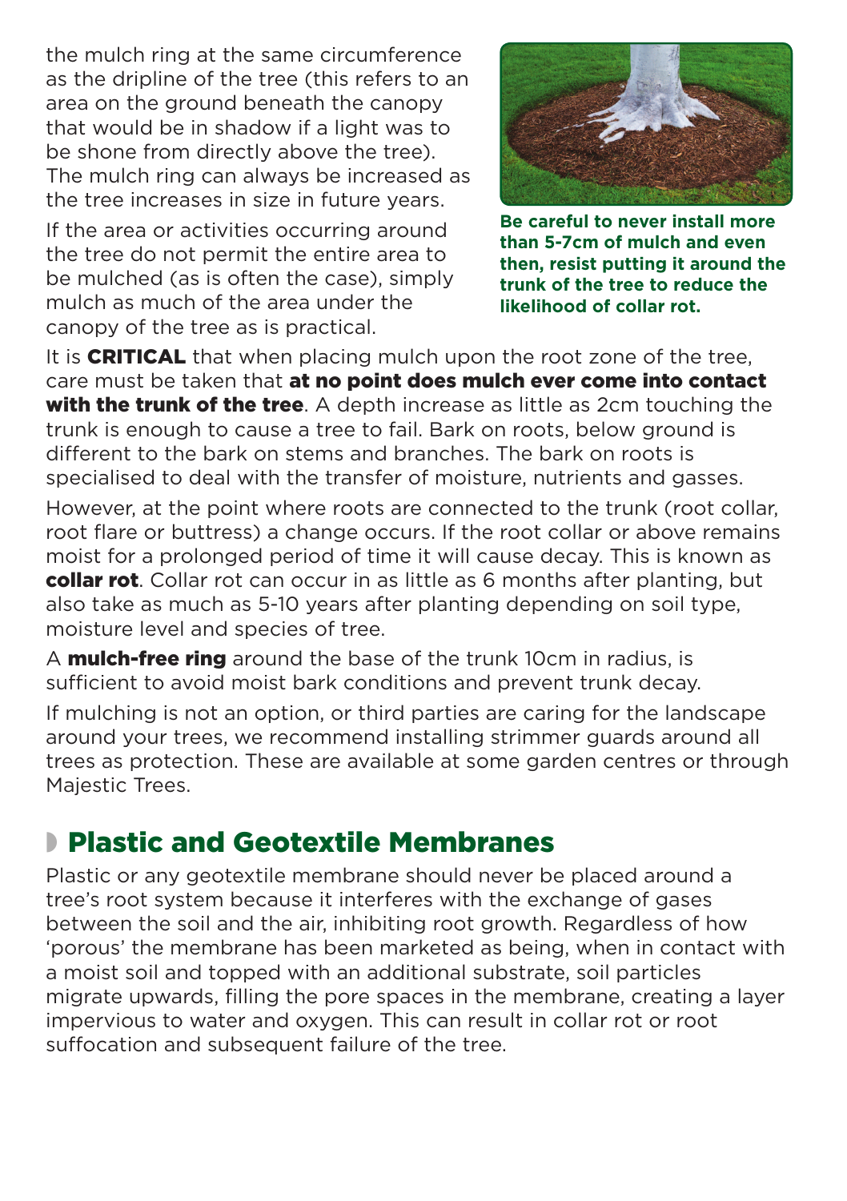the mulch ring at the same circumference as the dripline of the tree (this refers to an area on the ground beneath the canopy that would be in shadow if a light was to be shone from directly above the tree). The mulch ring can always be increased as the tree increases in size in future years.

If the area or activities occurring around the tree do not permit the entire area to be mulched (as is often the case), simply mulch as much of the area under the canopy of the tree as is practical.

**Be careful to never install more than 5-7cm of mulch and even then, resist putting it around the trunk of the tree to reduce the likelihood of collar rot.**

It is **CRITICAL** that when placing mulch upon the root zone of the tree, care must be taken that **at no point does mulch ever come into contact with the trunk of the tree**. A depth increase as little as 2cm touching the trunk is enough to cause a tree to fail. Bark on roots, below ground is different to the bark on stems and branches. The bark on roots is specialised to deal with the transfer of moisture, nutrients and gasses.

However, at the point where roots are connected to the trunk (root collar, root flare or buttress) a change occurs. If the root collar or above remains moist for a prolonged period of time it will cause decay. This is known as **collar rot**. Collar rot can occur in as little as 6 months after planting, but also take as much as 5-10 years after planting depending on soil type, moisture level and species of tree.

A **mulch-free ring** around the base of the trunk 10cm in radius, is sufficient to avoid moist bark conditions and prevent trunk decay.

If mulching is not an option, or third parties are caring for the landscape around your trees, we recommend installing strimmer guards around all trees as protection. These are available at some garden centres or through Majestic Trees.

## Plastic and Geotextile Membranes

Plastic or any geotextile membrane should never be placed around a tree's root system because it interferes with the exchange of gases between the soil and the air, inhibiting root growth. Regardless of how 'porous' the membrane has been marketed as being, when in contact with a moist soil and topped with an additional substrate, soil particles migrate upwards, filling the pore spaces in the membrane, creating a layer impervious to water and oxygen. This can result in collar rot or root suffocation and subsequent failure of the tree.